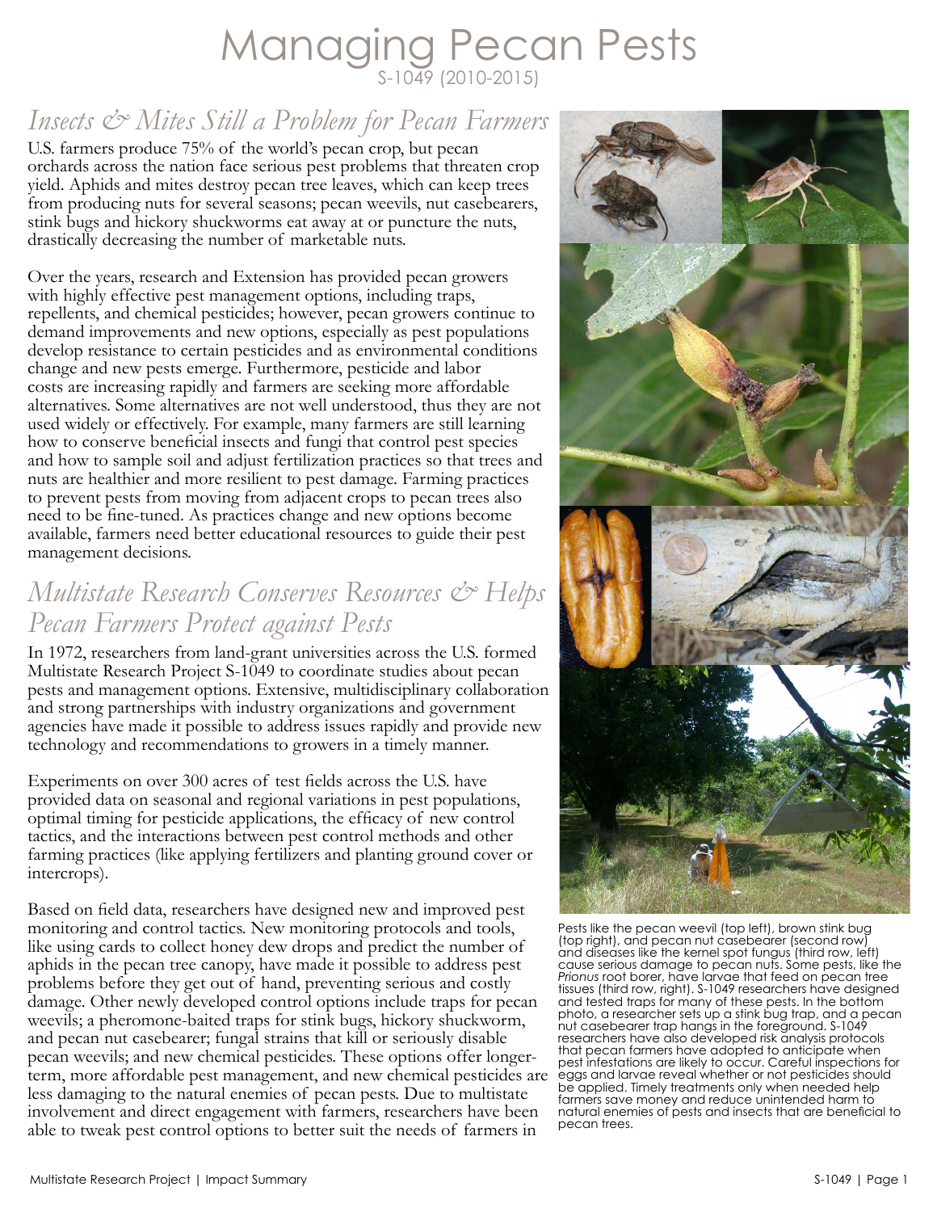# Managing Pecan Pests

S-1049 (2010-2015)

## *Insects & Mites Still a Problem for Pecan Farmers*

U.S. farmers produce 75% of the world's pecan crop, but pecan orchards across the nation face serious pest problems that threaten crop yield. Aphids and mites destroy pecan tree leaves, which can keep trees from producing nuts for several seasons; pecan weevils, nut casebearers, stink bugs and hickory shuckworms eat away at or puncture the nuts, drastically decreasing the number of marketable nuts.

Over the years, research and Extension has provided pecan growers with highly effective pest management options, including traps, repellents, and chemical pesticides; however, pecan growers continue to demand improvements and new options, especially as pest populations develop resistance to certain pesticides and as environmental conditions change and new pests emerge. Furthermore, pesticide and labor costs are increasing rapidly and farmers are seeking more affordable alternatives. Some alternatives are not well understood, thus they are not used widely or effectively. For example, many farmers are still learning how to conserve beneficial insects and fungi that control pest species and how to sample soil and adjust fertilization practices so that trees and nuts are healthier and more resilient to pest damage. Farming practices to prevent pests from moving from adjacent crops to pecan trees also need to be fine-tuned. As practices change and new options become available, farmers need better educational resources to guide their pest management decisions.

## *Multistate Research Conserves Resources & Helps Pecan Farmers Protect against Pests*

In 1972, researchers from land-grant universities across the U.S. formed Multistate Research Project S-1049 to coordinate studies about pecan pests and management options. Extensive, multidisciplinary collaboration and strong partnerships with industry organizations and government agencies have made it possible to address issues rapidly and provide new technology and recommendations to growers in a timely manner.

Experiments on over 300 acres of test fields across the U.S. have provided data on seasonal and regional variations in pest populations, optimal timing for pesticide applications, the efficacy of new control tactics, and the interactions between pest control methods and other farming practices (like applying fertilizers and planting ground cover or intercrops).

Based on field data, researchers have designed new and improved pest monitoring and control tactics. New monitoring protocols and tools, like using cards to collect honey dew drops and predict the number of aphids in the pecan tree canopy, have made it possible to address pest problems before they get out of hand, preventing serious and costly damage. Other newly developed control options include traps for pecan weevils; a pheromone-baited traps for stink bugs, hickory shuckworm, and pecan nut casebearer; fungal strains that kill or seriously disable pecan weevils; and new chemical pesticides. These options offer longer-term, more affordable pest management, and new chemical pesticides are less damaging to the natural enemies of pecan pests. Due to multistate involvement and direct engagement with farmers, researchers have been able to tweak pest control options to better suit the needs of farmers in

Pests like the pecan weevil (top left), brown stink bug (top right), and pecan nut casebearer (second row) and diseases like the kernel spot fungus (third row, left) cause serious damage to pecan nuts. Some pests, like the *Prionus* root borer, have larvae that feed on pecan tree tissues (third row, right). S-1049 researchers have designed and tested traps for many of these pests. In the bottom photo, a researcher sets up a stink bug trap, and a pecan nut casebearer trap hangs in the foreground. S-1049 researchers have also developed risk analysis protocols that pecan farmers have adopted to anticipate when pest infestations are likely to occur. Careful inspections for eggs and larvae reveal whether or not pesticides should be applied. Timely treatments only when needed help farmers save money and reduce unintended harm to natural enemies of pests and insects that are beneficial to pecan trees.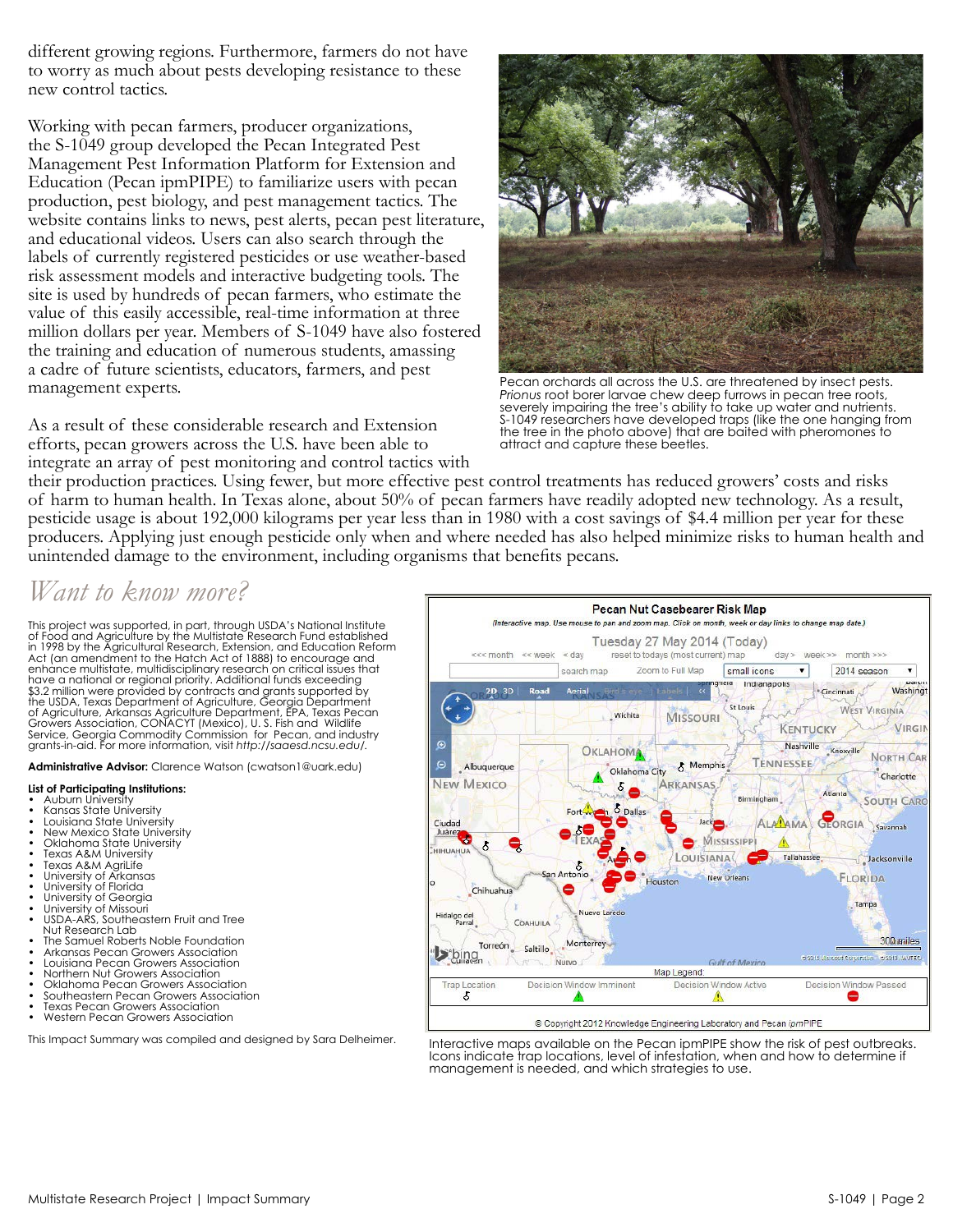different growing regions. Furthermore, farmers do not have to worry as much about pests developing resistance to these new control tactics.

Working with pecan farmers, producer organizations, the S-1049 group developed the Pecan Integrated Pest Management Pest Information Platform for Extension and Education (Pecan ipmPIPE) to familiarize users with pecan production, pest biology, and pest management tactics. The website contains links to news, pest alerts, pecan pest literature, and educational videos. Users can also search through the labels of currently registered pesticides or use weather-based risk assessment models and interactive budgeting tools. The site is used by hundreds of pecan farmers, who estimate the value of this easily accessible, real-time information at three million dollars per year. Members of S-1049 have also fostered the training and education of numerous students, amassing a cadre of future scientists, educators, farmers, and pest management experts.

As a result of these considerable research and Extension efforts, pecan growers across the U.S. have been able to integrate an array of pest monitoring and control tactics with their production practices. Using fewer, but more effective pest control treatments has reduced growers' costs and risks of harm to human health. In Texas alone, about 50% of pecan farmers have readily adopted new technology. As a result, pesticide usage is about 192,000 kilograms per year less than in 1980 with a cost savings of $4.4 million per year for these producers. Applying just enough pesticide only when and where needed has also helped minimize risks to human health and unintended damage to the environment, including organisms that benefits pecans.

Pecan orchards all across the U.S. are threatened by insect pests. *Prionus* root borer larvae chew deep furrows in pecan tree roots, severely impairing the tree's ability to take up water and nutrients. S-1049 researchers have developed traps (like the one hanging from the tree in the photo above) that are baited with pheromones to attract and capture these beetles.

## *Want to know more?*

This project was supported, in part, through USDA's National Institute of Food and Agriculture by the Multistate Research Fund established in 1998 by the Agricultural Research, Extension, and Education Reform Act (an amendment to the Hatch Act of 1888) to encourage and enhance multistate, multidisciplinary research on critical issues that have a national or regional priority. Additional funds exceeding $3.2 million were provided by contracts and grants supported by the USDA, Texas Department of Agriculture, Georgia Department of Agriculture, Arkansas Agriculture Department, EPA, Texas Pecan Growers Association, CONACYT (Mexico), U. S. Fish and Wildlife Service, Georgia Commodity Commission for Pecan, and industry grants-in-aid. For more information, visit *http://saaesd.ncsu.edu/*.

**Administrative Advisor:** Clarence Watson (cwatson1@uark.edu)

**List of Participating Institutions:**

- Auburn University
- Kansas State University
- Louisiana State University
- New Mexico State University
- Oklahoma State University
- Texas A&M University
- Texas A&M AgriLife
- University of Arkansas
- University of Florida
- University of Georgia
- University of Missouri
- USDA-ARS, Southeastern Fruit and Tree Nut Research Lab
- The Samuel Roberts Noble Foundation
- Arkansas Pecan Growers Association
- Louisiana Pecan Growers Association
- Northern Nut Growers Association
- Oklahoma Pecan Growers Association
- Southeastern Pecan Growers Association
- Texas Pecan Growers Association
- Western Pecan Growers Association

This Impact Summary was compiled and designed by Sara Delheimer.

Pecan Nut Casebearer Risk Map

(Interactive map. Use mouse to pan and zoom map. Click on month, week or day links to change map date.)

Tuesday 27 May 2014 (Today)

Map Legend: Trap Location | Decision Window Imminent | Decision Window Active | Decision Window Passed

© Copyright 2012 Knowledge Engineering Laboratory and Pecan ipmPIPE

Interactive maps available on the Pecan ipmPIPE show the risk of pest outbreaks. Icons indicate trap locations, level of infestation, when and how to determine if management is needed, and which strategies to use.